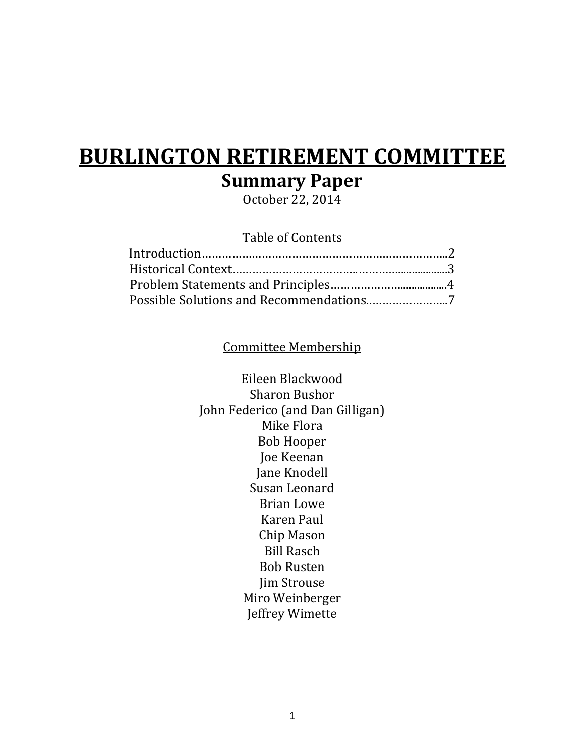# BURLINGTON RETIREMENT COMMITTEE

## Summary Paper

October 22, 2014

Table of Contents

Introduction……………………………………………………………………..2
Historical Context………………………………………………………………3
Problem Statements and Principles…………………………………….4
Possible Solutions and Recommendations……………………..7

Committee Membership

Eileen Blackwood
Sharon Bushor
John Federico (and Dan Gilligan)
Mike Flora
Bob Hooper
Joe Keenan
Jane Knodell
Susan Leonard
Brian Lowe
Karen Paul
Chip Mason
Bill Rasch
Bob Rusten
Jim Strouse
Miro Weinberger
Jeffrey Wimette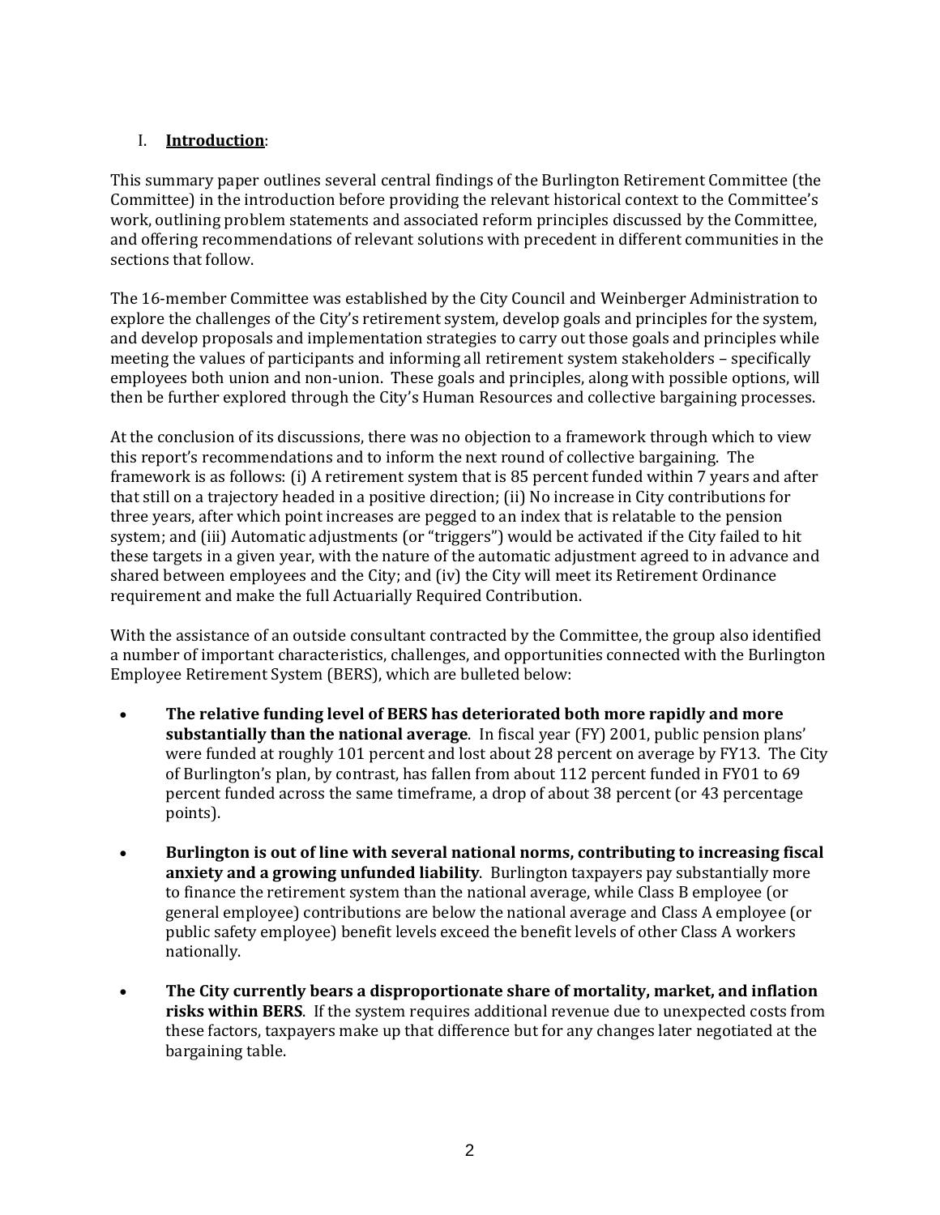## I. **Introduction**:

This summary paper outlines several central findings of the Burlington Retirement Committee (the Committee) in the introduction before providing the relevant historical context to the Committee's work, outlining problem statements and associated reform principles discussed by the Committee, and offering recommendations of relevant solutions with precedent in different communities in the sections that follow.

The 16-member Committee was established by the City Council and Weinberger Administration to explore the challenges of the City's retirement system, develop goals and principles for the system, and develop proposals and implementation strategies to carry out those goals and principles while meeting the values of participants and informing all retirement system stakeholders – specifically employees both union and non-union. These goals and principles, along with possible options, will then be further explored through the City's Human Resources and collective bargaining processes.

At the conclusion of its discussions, there was no objection to a framework through which to view this report's recommendations and to inform the next round of collective bargaining. The framework is as follows: (i) A retirement system that is 85 percent funded within 7 years and after that still on a trajectory headed in a positive direction; (ii) No increase in City contributions for three years, after which point increases are pegged to an index that is relatable to the pension system; and (iii) Automatic adjustments (or "triggers") would be activated if the City failed to hit these targets in a given year, with the nature of the automatic adjustment agreed to in advance and shared between employees and the City; and (iv) the City will meet its Retirement Ordinance requirement and make the full Actuarially Required Contribution.

With the assistance of an outside consultant contracted by the Committee, the group also identified a number of important characteristics, challenges, and opportunities connected with the Burlington Employee Retirement System (BERS), which are bulleted below:

- **The relative funding level of BERS has deteriorated both more rapidly and more substantially than the national average**. In fiscal year (FY) 2001, public pension plans' were funded at roughly 101 percent and lost about 28 percent on average by FY13. The City of Burlington's plan, by contrast, has fallen from about 112 percent funded in FY01 to 69 percent funded across the same timeframe, a drop of about 38 percent (or 43 percentage points).

- **Burlington is out of line with several national norms, contributing to increasing fiscal anxiety and a growing unfunded liability**. Burlington taxpayers pay substantially more to finance the retirement system than the national average, while Class B employee (or general employee) contributions are below the national average and Class A employee (or public safety employee) benefit levels exceed the benefit levels of other Class A workers nationally.

- **The City currently bears a disproportionate share of mortality, market, and inflation risks within BERS**. If the system requires additional revenue due to unexpected costs from these factors, taxpayers make up that difference but for any changes later negotiated at the bargaining table.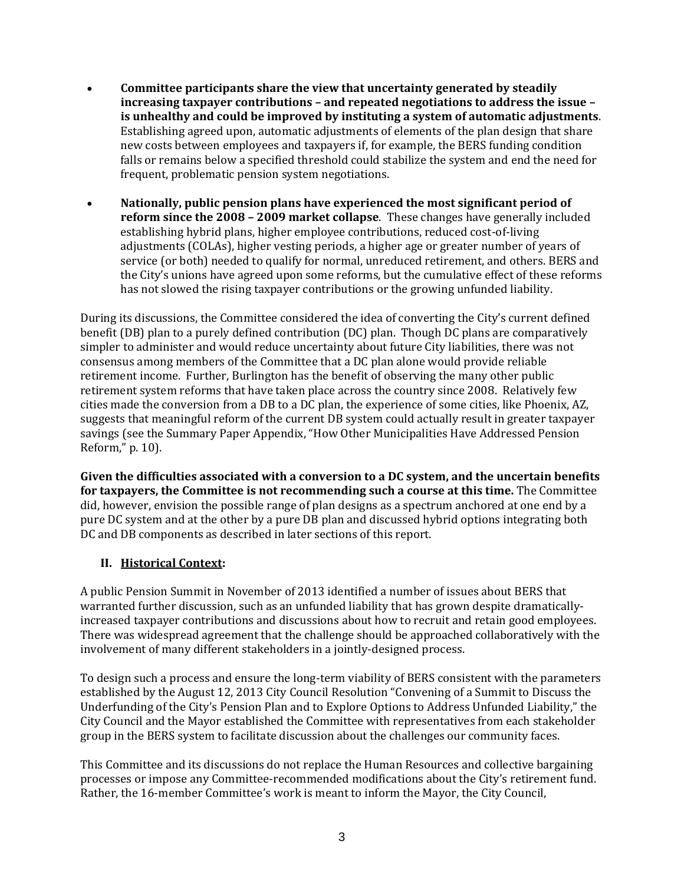- **Committee participants share the view that uncertainty generated by steadily increasing taxpayer contributions – and repeated negotiations to address the issue – is unhealthy and could be improved by instituting a system of automatic adjustments**. Establishing agreed upon, automatic adjustments of elements of the plan design that share new costs between employees and taxpayers if, for example, the BERS funding condition falls or remains below a specified threshold could stabilize the system and end the need for frequent, problematic pension system negotiations.

- **Nationally, public pension plans have experienced the most significant period of reform since the 2008 – 2009 market collapse**. These changes have generally included establishing hybrid plans, higher employee contributions, reduced cost-of-living adjustments (COLAs), higher vesting periods, a higher age or greater number of years of service (or both) needed to qualify for normal, unreduced retirement, and others. BERS and the City's unions have agreed upon some reforms, but the cumulative effect of these reforms has not slowed the rising taxpayer contributions or the growing unfunded liability.

During its discussions, the Committee considered the idea of converting the City's current defined benefit (DB) plan to a purely defined contribution (DC) plan. Though DC plans are comparatively simpler to administer and would reduce uncertainty about future City liabilities, there was not consensus among members of the Committee that a DC plan alone would provide reliable retirement income. Further, Burlington has the benefit of observing the many other public retirement system reforms that have taken place across the country since 2008. Relatively few cities made the conversion from a DB to a DC plan, the experience of some cities, like Phoenix, AZ, suggests that meaningful reform of the current DB system could actually result in greater taxpayer savings (see the Summary Paper Appendix, "How Other Municipalities Have Addressed Pension Reform," p. 10).

**Given the difficulties associated with a conversion to a DC system, and the uncertain benefits for taxpayers, the Committee is not recommending such a course at this time.** The Committee did, however, envision the possible range of plan designs as a spectrum anchored at one end by a pure DC system and at the other by a pure DB plan and discussed hybrid options integrating both DC and DB components as described in later sections of this report.

## II. Historical Context:

A public Pension Summit in November of 2013 identified a number of issues about BERS that warranted further discussion, such as an unfunded liability that has grown despite dramatically-increased taxpayer contributions and discussions about how to recruit and retain good employees. There was widespread agreement that the challenge should be approached collaboratively with the involvement of many different stakeholders in a jointly-designed process.

To design such a process and ensure the long-term viability of BERS consistent with the parameters established by the August 12, 2013 City Council Resolution "Convening of a Summit to Discuss the Underfunding of the City's Pension Plan and to Explore Options to Address Unfunded Liability," the City Council and the Mayor established the Committee with representatives from each stakeholder group in the BERS system to facilitate discussion about the challenges our community faces.

This Committee and its discussions do not replace the Human Resources and collective bargaining processes or impose any Committee-recommended modifications about the City's retirement fund. Rather, the 16-member Committee's work is meant to inform the Mayor, the City Council,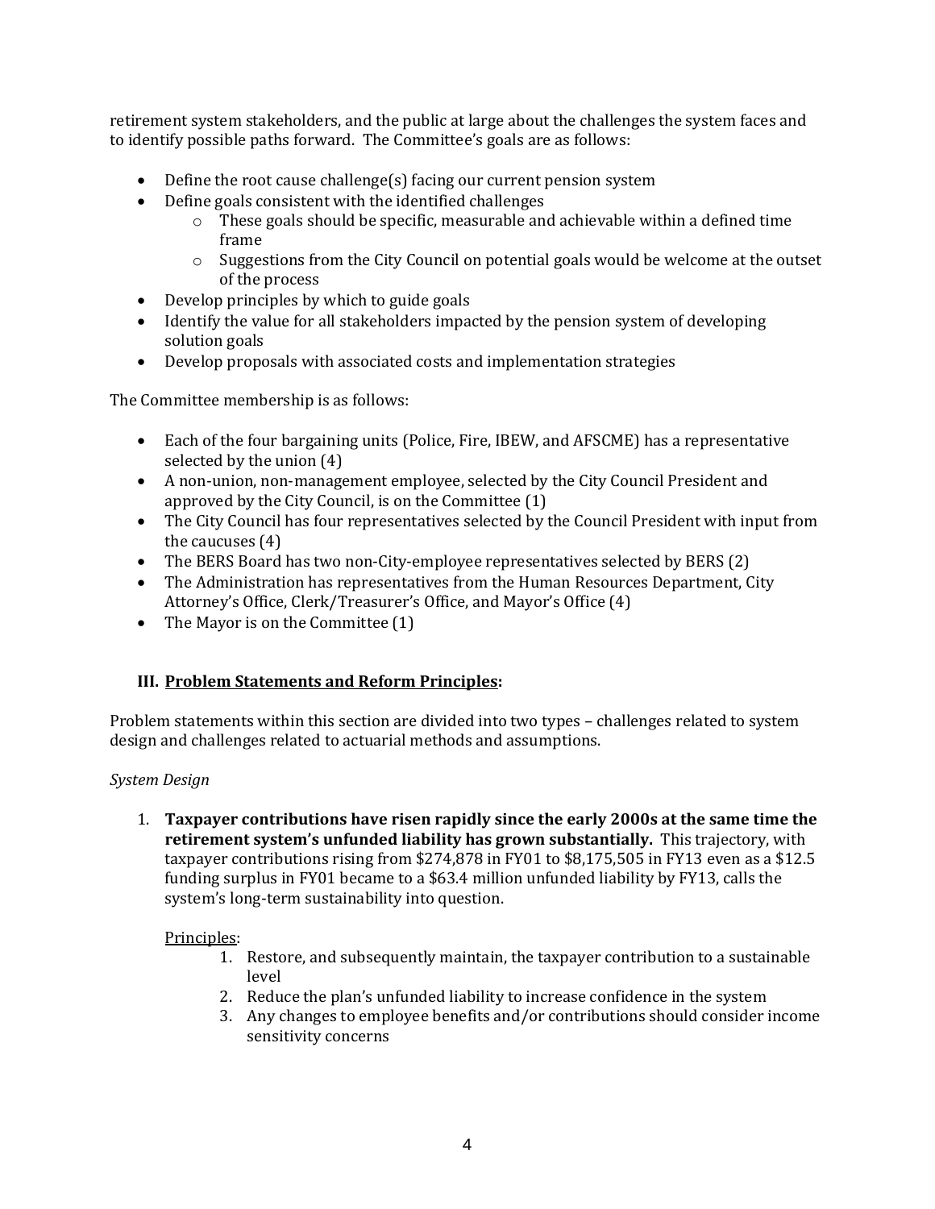retirement system stakeholders, and the public at large about the challenges the system faces and to identify possible paths forward. The Committee's goals are as follows:

- Define the root cause challenge(s) facing our current pension system
- Define goals consistent with the identified challenges
    - These goals should be specific, measurable and achievable within a defined time frame
    - Suggestions from the City Council on potential goals would be welcome at the outset of the process
- Develop principles by which to guide goals
- Identify the value for all stakeholders impacted by the pension system of developing solution goals
- Develop proposals with associated costs and implementation strategies

The Committee membership is as follows:

- Each of the four bargaining units (Police, Fire, IBEW, and AFSCME) has a representative selected by the union (4)
- A non-union, non-management employee, selected by the City Council President and approved by the City Council, is on the Committee (1)
- The City Council has four representatives selected by the Council President with input from the caucuses (4)
- The BERS Board has two non-City-employee representatives selected by BERS (2)
- The Administration has representatives from the Human Resources Department, City Attorney's Office, Clerk/Treasurer's Office, and Mayor's Office (4)
- The Mayor is on the Committee (1)

## III. Problem Statements and Reform Principles:

Problem statements within this section are divided into two types – challenges related to system design and challenges related to actuarial methods and assumptions.

*System Design*

1. **Taxpayer contributions have risen rapidly since the early 2000s at the same time the retirement system's unfunded liability has grown substantially.** This trajectory, with taxpayer contributions rising from $274,878 in FY01 to $8,175,505 in FY13 even as a $12.5 funding surplus in FY01 became to a $63.4 million unfunded liability by FY13, calls the system's long-term sustainability into question.

    Principles:

    1. Restore, and subsequently maintain, the taxpayer contribution to a sustainable level
    2. Reduce the plan's unfunded liability to increase confidence in the system
    3. Any changes to employee benefits and/or contributions should consider income sensitivity concerns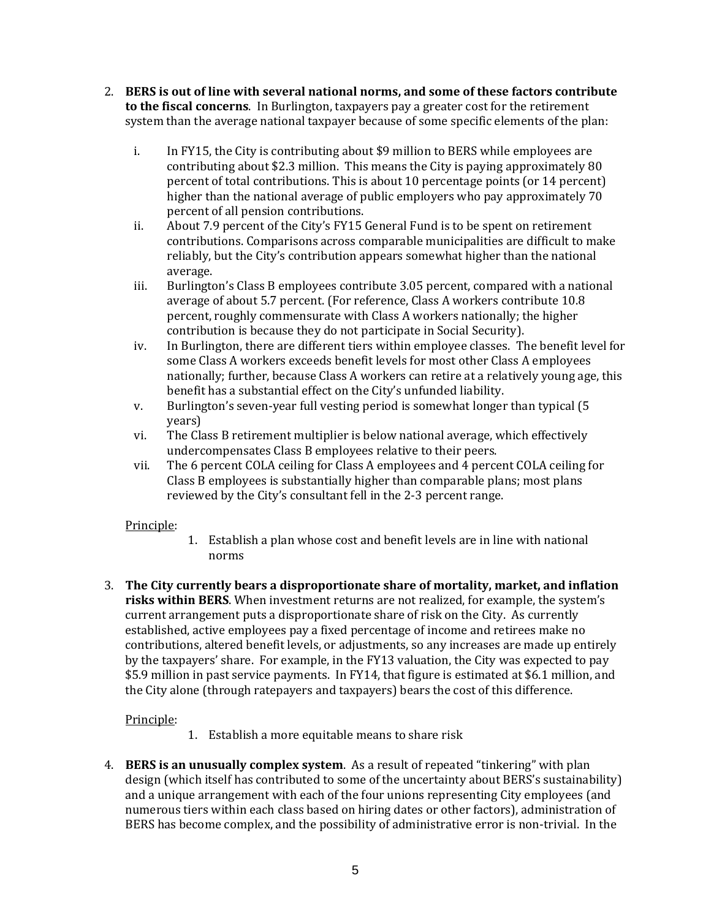2. **BERS is out of line with several national norms, and some of these factors contribute to the fiscal concerns**. In Burlington, taxpayers pay a greater cost for the retirement system than the average national taxpayer because of some specific elements of the plan:

    i. In FY15, the City is contributing about $9 million to BERS while employees are contributing about $2.3 million. This means the City is paying approximately 80 percent of total contributions. This is about 10 percentage points (or 14 percent) higher than the national average of public employers who pay approximately 70 percent of all pension contributions.

    ii. About 7.9 percent of the City's FY15 General Fund is to be spent on retirement contributions. Comparisons across comparable municipalities are difficult to make reliably, but the City's contribution appears somewhat higher than the national average.

    iii. Burlington's Class B employees contribute 3.05 percent, compared with a national average of about 5.7 percent. (For reference, Class A workers contribute 10.8 percent, roughly commensurate with Class A workers nationally; the higher contribution is because they do not participate in Social Security).

    iv. In Burlington, there are different tiers within employee classes. The benefit level for some Class A workers exceeds benefit levels for most other Class A employees nationally; further, because Class A workers can retire at a relatively young age, this benefit has a substantial effect on the City's unfunded liability.

    v. Burlington's seven-year full vesting period is somewhat longer than typical (5 years)

    vi. The Class B retirement multiplier is below national average, which effectively undercompensates Class B employees relative to their peers.

    vii. The 6 percent COLA ceiling for Class A employees and 4 percent COLA ceiling for Class B employees is substantially higher than comparable plans; most plans reviewed by the City's consultant fell in the 2-3 percent range.

    Principle:

    1. Establish a plan whose cost and benefit levels are in line with national norms

3. **The City currently bears a disproportionate share of mortality, market, and inflation risks within BERS**. When investment returns are not realized, for example, the system's current arrangement puts a disproportionate share of risk on the City. As currently established, active employees pay a fixed percentage of income and retirees make no contributions, altered benefit levels, or adjustments, so any increases are made up entirely by the taxpayers' share. For example, in the FY13 valuation, the City was expected to pay $5.9 million in past service payments. In FY14, that figure is estimated at $6.1 million, and the City alone (through ratepayers and taxpayers) bears the cost of this difference.

    Principle:

    1. Establish a more equitable means to share risk

4. **BERS is an unusually complex system**. As a result of repeated "tinkering" with plan design (which itself has contributed to some of the uncertainty about BERS's sustainability) and a unique arrangement with each of the four unions representing City employees (and numerous tiers within each class based on hiring dates or other factors), administration of BERS has become complex, and the possibility of administrative error is non-trivial. In the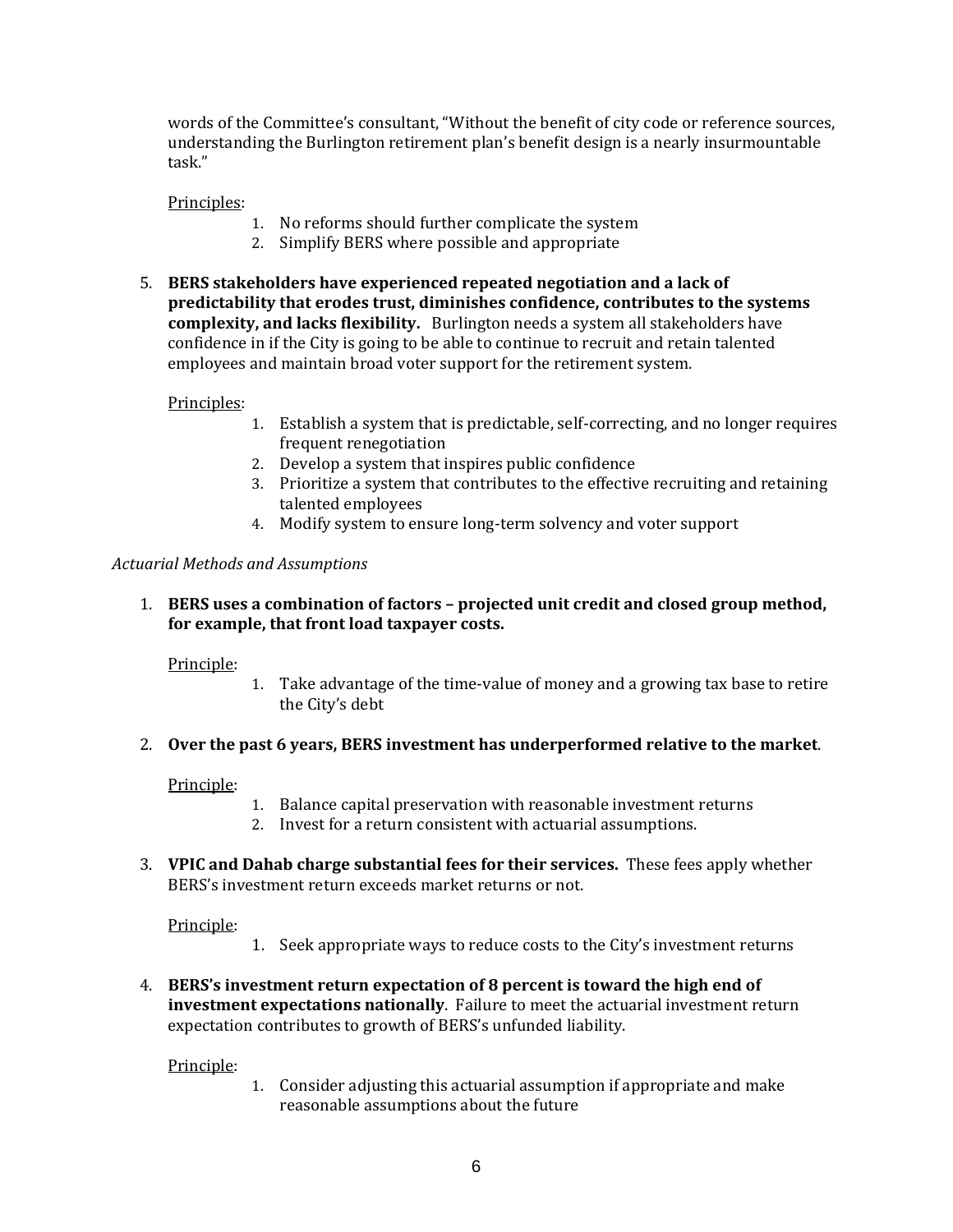words of the Committee's consultant, "Without the benefit of city code or reference sources, understanding the Burlington retirement plan's benefit design is a nearly insurmountable task."

Principles:

1. No reforms should further complicate the system
2. Simplify BERS where possible and appropriate

5. **BERS stakeholders have experienced repeated negotiation and a lack of predictability that erodes trust, diminishes confidence, contributes to the systems complexity, and lacks flexibility.** Burlington needs a system all stakeholders have confidence in if the City is going to be able to continue to recruit and retain talented employees and maintain broad voter support for the retirement system.

Principles:

1. Establish a system that is predictable, self-correcting, and no longer requires frequent renegotiation
2. Develop a system that inspires public confidence
3. Prioritize a system that contributes to the effective recruiting and retaining talented employees
4. Modify system to ensure long-term solvency and voter support

*Actuarial Methods and Assumptions*

1. **BERS uses a combination of factors – projected unit credit and closed group method, for example, that front load taxpayer costs.**

Principle:

1. Take advantage of the time-value of money and a growing tax base to retire the City's debt

2. **Over the past 6 years, BERS investment has underperformed relative to the market**.

Principle:

1. Balance capital preservation with reasonable investment returns
2. Invest for a return consistent with actuarial assumptions.

3. **VPIC and Dahab charge substantial fees for their services.** These fees apply whether BERS's investment return exceeds market returns or not.

Principle:

1. Seek appropriate ways to reduce costs to the City's investment returns

4. **BERS's investment return expectation of 8 percent is toward the high end of investment expectations nationally**. Failure to meet the actuarial investment return expectation contributes to growth of BERS's unfunded liability.

Principle:

1. Consider adjusting this actuarial assumption if appropriate and make reasonable assumptions about the future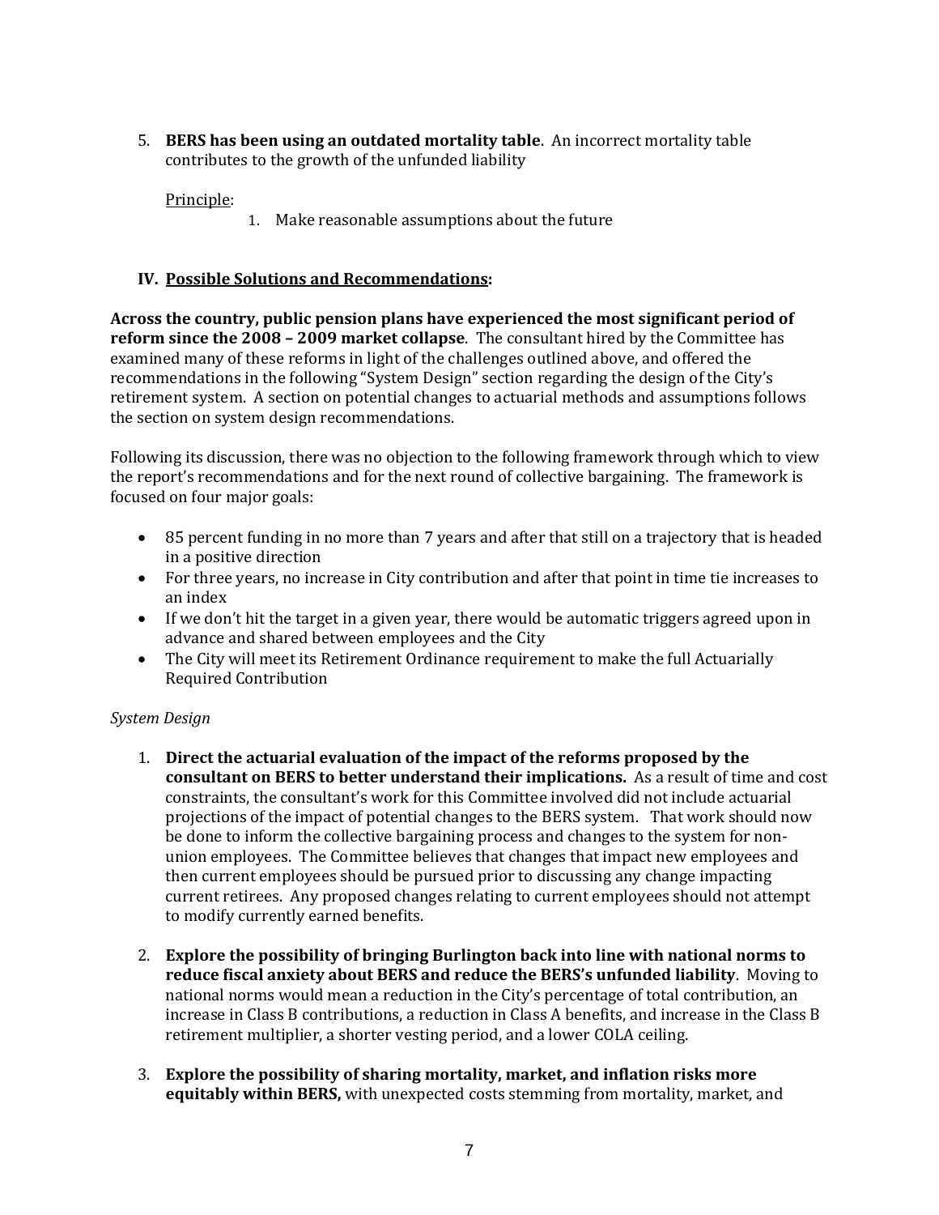5. **BERS has been using an outdated mortality table**. An incorrect mortality table contributes to the growth of the unfunded liability

   Principle:

   1. Make reasonable assumptions about the future

## IV. Possible Solutions and Recommendations:

**Across the country, public pension plans have experienced the most significant period of reform since the 2008 – 2009 market collapse**. The consultant hired by the Committee has examined many of these reforms in light of the challenges outlined above, and offered the recommendations in the following "System Design" section regarding the design of the City's retirement system. A section on potential changes to actuarial methods and assumptions follows the section on system design recommendations.

Following its discussion, there was no objection to the following framework through which to view the report's recommendations and for the next round of collective bargaining. The framework is focused on four major goals:

- 85 percent funding in no more than 7 years and after that still on a trajectory that is headed in a positive direction
- For three years, no increase in City contribution and after that point in time tie increases to an index
- If we don't hit the target in a given year, there would be automatic triggers agreed upon in advance and shared between employees and the City
- The City will meet its Retirement Ordinance requirement to make the full Actuarially Required Contribution

*System Design*

1. **Direct the actuarial evaluation of the impact of the reforms proposed by the consultant on BERS to better understand their implications.** As a result of time and cost constraints, the consultant's work for this Committee involved did not include actuarial projections of the impact of potential changes to the BERS system. That work should now be done to inform the collective bargaining process and changes to the system for non-union employees. The Committee believes that changes that impact new employees and then current employees should be pursued prior to discussing any change impacting current retirees. Any proposed changes relating to current employees should not attempt to modify currently earned benefits.

2. **Explore the possibility of bringing Burlington back into line with national norms to reduce fiscal anxiety about BERS and reduce the BERS's unfunded liability**. Moving to national norms would mean a reduction in the City's percentage of total contribution, an increase in Class B contributions, a reduction in Class A benefits, and increase in the Class B retirement multiplier, a shorter vesting period, and a lower COLA ceiling.

3. **Explore the possibility of sharing mortality, market, and inflation risks more equitably within BERS,** with unexpected costs stemming from mortality, market, and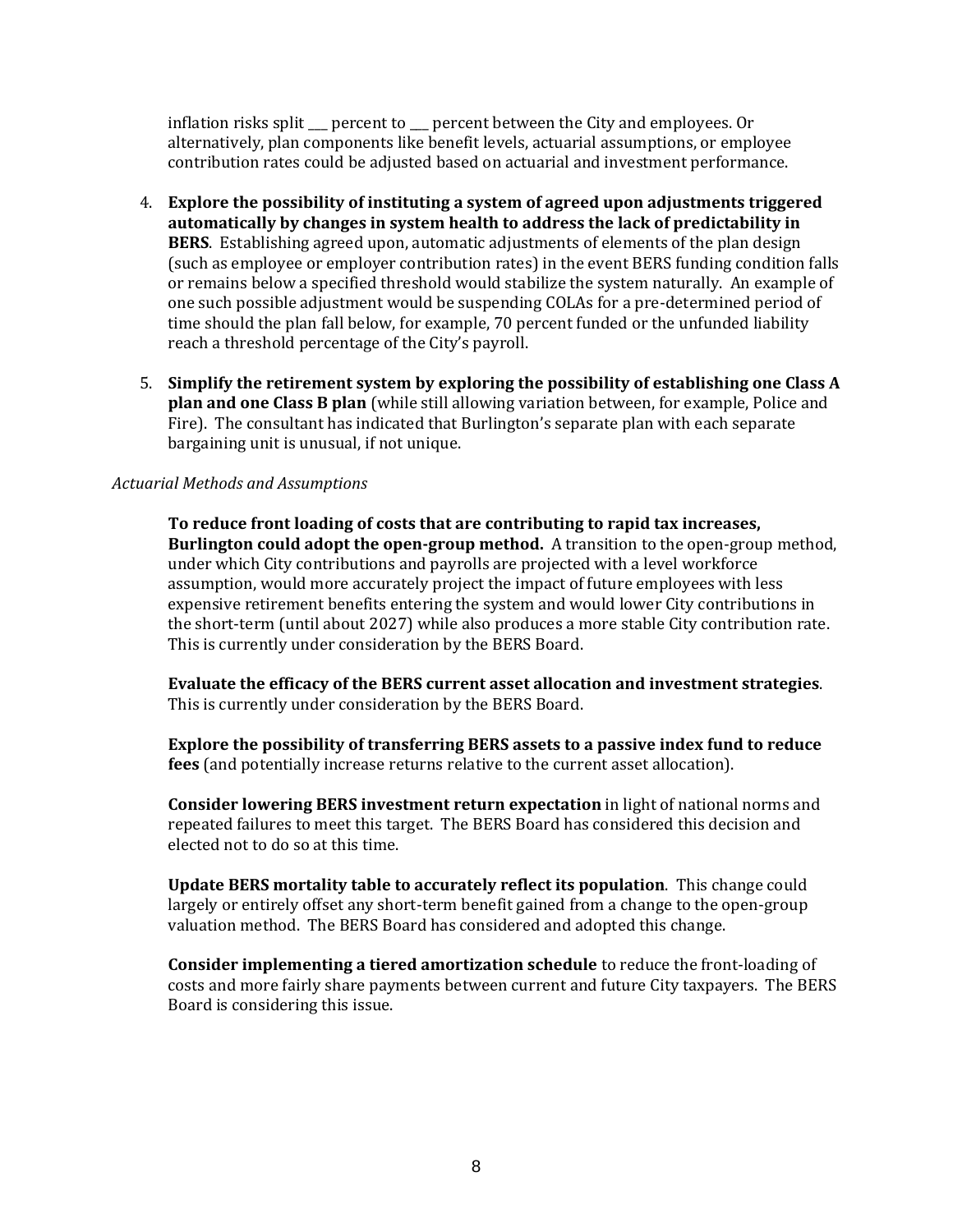inflation risks split ___ percent to ___ percent between the City and employees. Or alternatively, plan components like benefit levels, actuarial assumptions, or employee contribution rates could be adjusted based on actuarial and investment performance.

4. **Explore the possibility of instituting a system of agreed upon adjustments triggered automatically by changes in system health to address the lack of predictability in BERS**. Establishing agreed upon, automatic adjustments of elements of the plan design (such as employee or employer contribution rates) in the event BERS funding condition falls or remains below a specified threshold would stabilize the system naturally. An example of one such possible adjustment would be suspending COLAs for a pre-determined period of time should the plan fall below, for example, 70 percent funded or the unfunded liability reach a threshold percentage of the City's payroll.

5. **Simplify the retirement system by exploring the possibility of establishing one Class A plan and one Class B plan** (while still allowing variation between, for example, Police and Fire). The consultant has indicated that Burlington's separate plan with each separate bargaining unit is unusual, if not unique.

*Actuarial Methods and Assumptions*

**To reduce front loading of costs that are contributing to rapid tax increases, Burlington could adopt the open-group method.** A transition to the open-group method, under which City contributions and payrolls are projected with a level workforce assumption, would more accurately project the impact of future employees with less expensive retirement benefits entering the system and would lower City contributions in the short-term (until about 2027) while also produces a more stable City contribution rate. This is currently under consideration by the BERS Board.

**Evaluate the efficacy of the BERS current asset allocation and investment strategies**. This is currently under consideration by the BERS Board.

**Explore the possibility of transferring BERS assets to a passive index fund to reduce fees** (and potentially increase returns relative to the current asset allocation).

**Consider lowering BERS investment return expectation** in light of national norms and repeated failures to meet this target. The BERS Board has considered this decision and elected not to do so at this time.

**Update BERS mortality table to accurately reflect its population**. This change could largely or entirely offset any short-term benefit gained from a change to the open-group valuation method. The BERS Board has considered and adopted this change.

**Consider implementing a tiered amortization schedule** to reduce the front-loading of costs and more fairly share payments between current and future City taxpayers. The BERS Board is considering this issue.